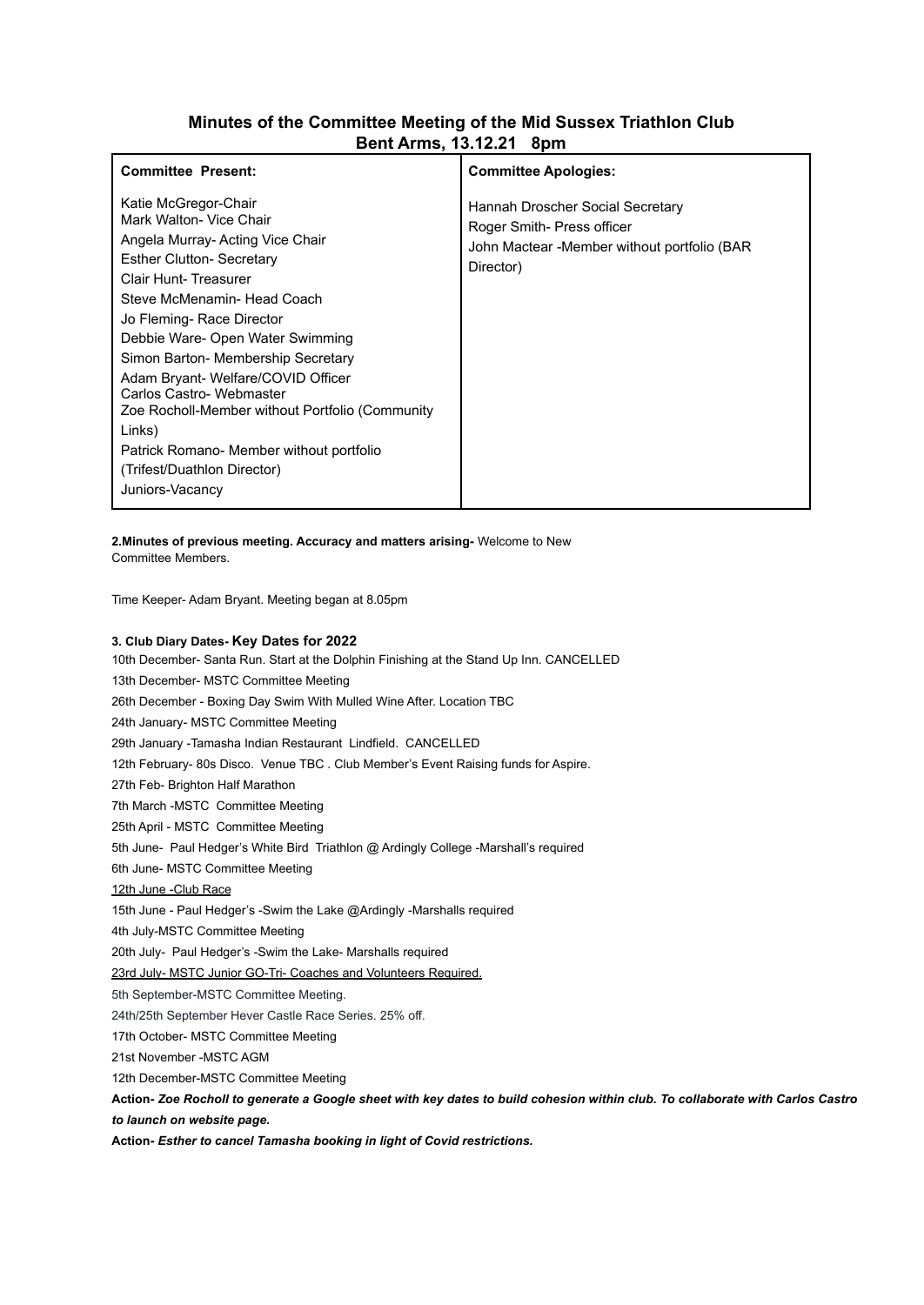# Minutes of the Committee Meeting of the Mid Sussex Triathlon Club
## Bent Arms, 13.12.21 8pm

| **Committee Present:** | **Committee Apologies:** |
| --- | --- |
| Katie McGregor-Chair<br>Mark Walton- Vice Chair<br>Angela Murray- Acting Vice Chair<br>Esther Clutton- Secretary<br>Clair Hunt- Treasurer<br>Steve McMenamin- Head Coach<br>Jo Fleming- Race Director<br>Debbie Ware- Open Water Swimming<br>Simon Barton- Membership Secretary<br>Adam Bryant- Welfare/COVID Officer<br>Carlos Castro- Webmaster<br>Zoe Rocholl-Member without Portfolio (Community Links)<br>Patrick Romano- Member without portfolio (Trifest/Duathlon Director)<br>Juniors-Vacancy | Hannah Droscher Social Secretary<br>Roger Smith- Press officer<br>John Mactear -Member without portfolio (BAR Director) |

**2.Minutes of previous meeting. Accuracy and matters arising-** Welcome to New Committee Members.

Time Keeper- Adam Bryant. Meeting began at 8.05pm

**3. Club Diary Dates- Key Dates for 2022**

10th December- Santa Run. Start at the Dolphin Finishing at the Stand Up Inn. CANCELLED

13th December- MSTC Committee Meeting

26th December - Boxing Day Swim With Mulled Wine After. Location TBC

24th January- MSTC Committee Meeting

29th January -Tamasha Indian Restaurant Lindfield. CANCELLED

12th February- 80s Disco. Venue TBC . Club Member's Event Raising funds for Aspire.

27th Feb- Brighton Half Marathon

7th March -MSTC Committee Meeting

25th April - MSTC Committee Meeting

5th June- Paul Hedger's White Bird Triathlon @ Ardingly College -Marshall's required

6th June- MSTC Committee Meeting

12th June -Club Race

15th June - Paul Hedger's -Swim the Lake @Ardingly -Marshalls required

4th July-MSTC Committee Meeting

20th July- Paul Hedger's -Swim the Lake- Marshalls required

23rd July- MSTC Junior GO-Tri- Coaches and Volunteers Required.

5th September-MSTC Committee Meeting.

24th/25th September Hever Castle Race Series. 25% off.

17th October- MSTC Committee Meeting

21st November -MSTC AGM

12th December-MSTC Committee Meeting

**Action-** ***Zoe Rocholl to generate a Google sheet with key dates to build cohesion within club. To collaborate with Carlos Castro to launch on website page.***

**Action-** ***Esther to cancel Tamasha booking in light of Covid restrictions.***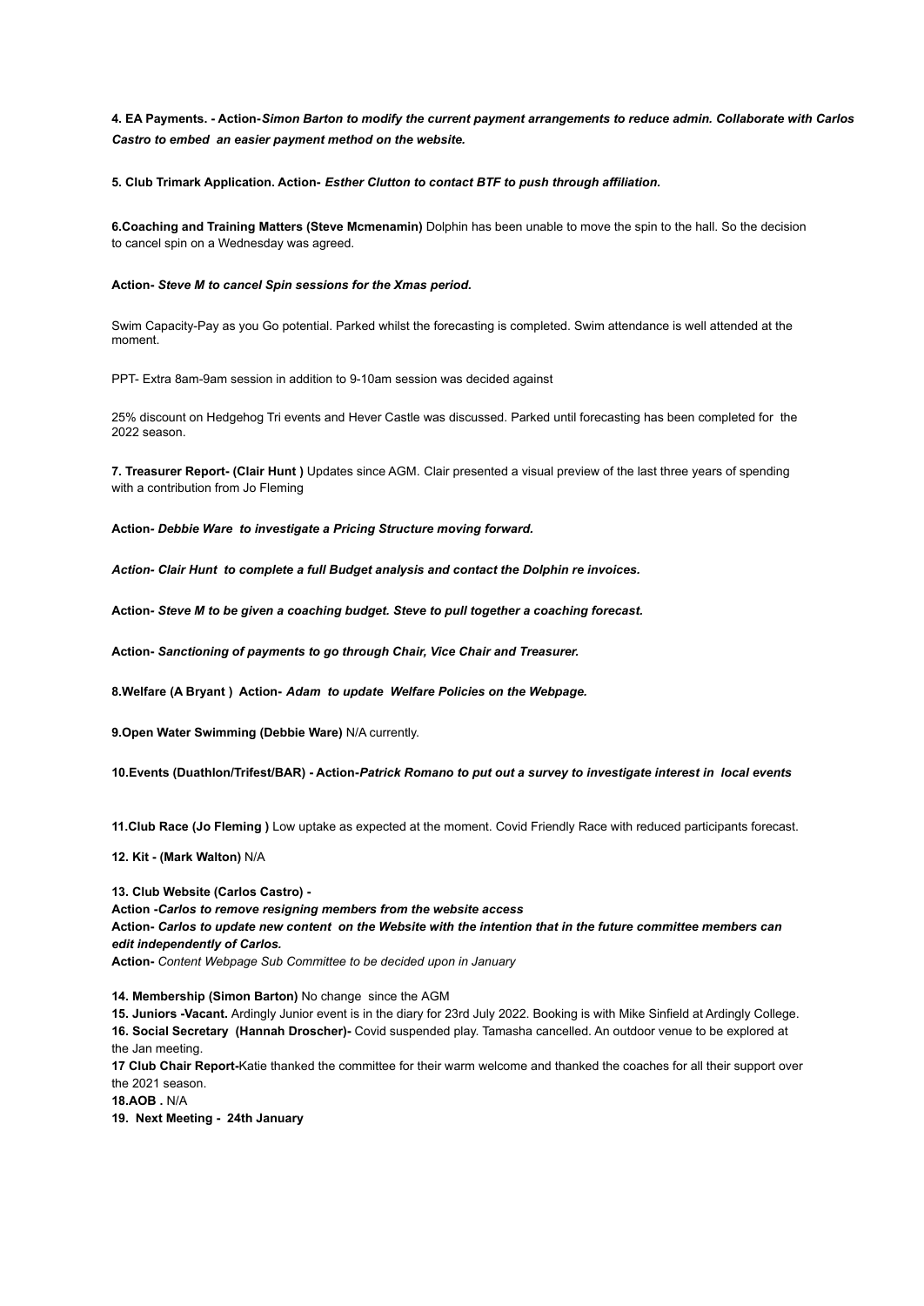**4. EA Payments. - Action-*Simon Barton to modify the current payment arrangements to reduce admin. Collaborate with Carlos Castro to embed an easier payment method on the website.***

**5. Club Trimark Application. Action- *Esther Clutton to contact BTF to push through affiliation.***

**6.Coaching and Training Matters (Steve Mcmenamin)** Dolphin has been unable to move the spin to the hall. So the decision to cancel spin on a Wednesday was agreed.

**Action- *Steve M to cancel Spin sessions for the Xmas period.***

Swim Capacity-Pay as you Go potential. Parked whilst the forecasting is completed. Swim attendance is well attended at the moment.

PPT- Extra 8am-9am session in addition to 9-10am session was decided against

25% discount on Hedgehog Tri events and Hever Castle was discussed. Parked until forecasting has been completed for the 2022 season.

**7. Treasurer Report- (Clair Hunt )** Updates since AGM. Clair presented a visual preview of the last three years of spending with a contribution from Jo Fleming

**Action- *Debbie Ware to investigate a Pricing Structure moving forward.***

***Action- Clair Hunt to complete a full Budget analysis and contact the Dolphin re invoices.***

**Action- *Steve M to be given a coaching budget. Steve to pull together a coaching forecast.***

**Action- *Sanctioning of payments to go through Chair, Vice Chair and Treasurer.***

**8.Welfare (A Bryant ) Action- *Adam to update Welfare Policies on the Webpage.***

**9.Open Water Swimming (Debbie Ware)** N/A currently.

**10.Events (Duathlon/Trifest/BAR) - Action-*Patrick Romano to put out a survey to investigate interest in local events***

**11.Club Race (Jo Fleming )** Low uptake as expected at the moment. Covid Friendly Race with reduced participants forecast.

**12. Kit - (Mark Walton)** N/A

**13. Club Website (Carlos Castro) -**
**Action -*Carlos to remove resigning members from the website access***
**Action- *Carlos to update new content on the Website with the intention that in the future committee members can edit independently of Carlos.***
**Action-** *Content Webpage Sub Committee to be decided upon in January*

**14. Membership (Simon Barton)** No change since the AGM
**15. Juniors -Vacant.** Ardingly Junior event is in the diary for 23rd July 2022. Booking is with Mike Sinfield at Ardingly College.
**16. Social Secretary (Hannah Droscher)-** Covid suspended play. Tamasha cancelled. An outdoor venue to be explored at the Jan meeting.
**17 Club Chair Report-**Katie thanked the committee for their warm welcome and thanked the coaches for all their support over the 2021 season.
**18.AOB .** N/A
**19. Next Meeting - 24th January**